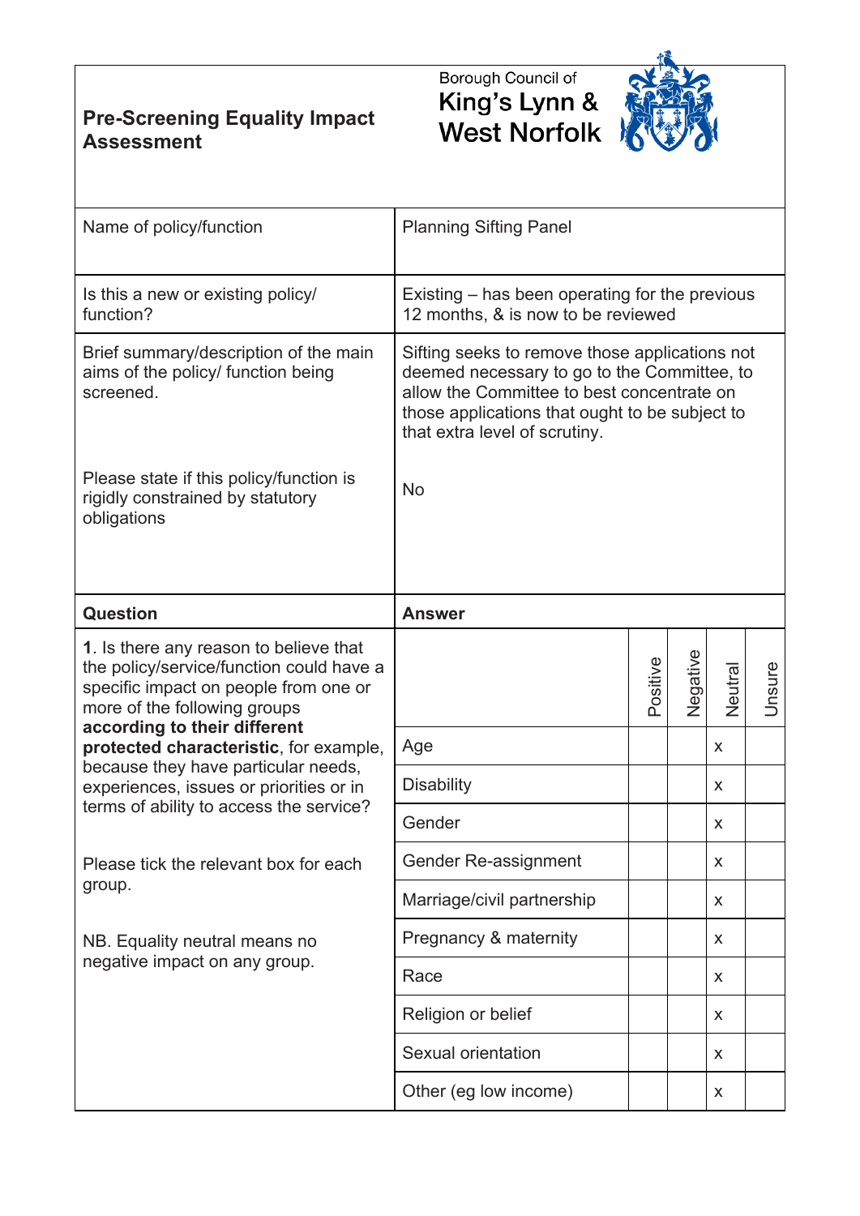# Pre-Screening Equality Impact Assessment

Borough Council of King's Lynn & West Norfolk

| Name of policy/function | Planning Sifting Panel |
|---|---|
| Is this a new or existing policy/ function? | Existing – has been operating for the previous 12 months, & is now to be reviewed |
| Brief summary/description of the main aims of the policy/ function being screened. | Sifting seeks to remove those applications not deemed necessary to go to the Committee, to allow the Committee to best concentrate on those applications that ought to be subject to that extra level of scrutiny. |
| Please state if this policy/function is rigidly constrained by statutory obligations | No |

| **Question** | **Answer** | Positive | Negative | Neutral | Unsure |
|---|---|---|---|---|---|
| **1**. Is there any reason to believe that the policy/service/function could have a specific impact on people from one or more of the following groups **according to their different protected characteristic**, for example, because they have particular needs, experiences, issues or priorities or in terms of ability to access the service?<br><br>Please tick the relevant box for each group.<br><br>NB. Equality neutral means no negative impact on any group. | Age | | | x | |
| | Disability | | | x | |
| | Gender | | | x | |
| | Gender Re-assignment | | | x | |
| | Marriage/civil partnership | | | x | |
| | Pregnancy & maternity | | | x | |
| | Race | | | x | |
| | Religion or belief | | | x | |
| | Sexual orientation | | | x | |
| | Other (eg low income) | | | x | |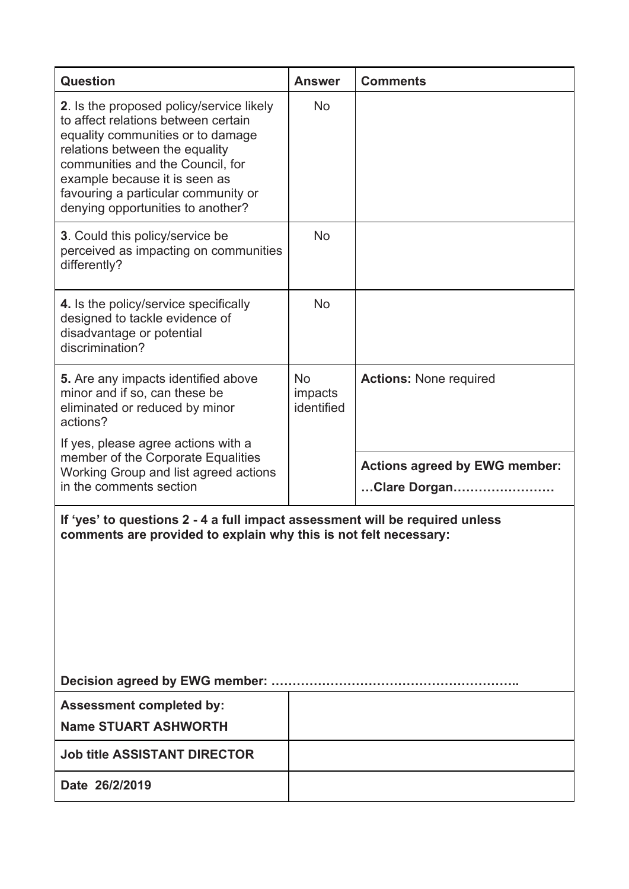| Question | Answer | Comments |
|---|---|---|
| **2**. Is the proposed policy/service likely to affect relations between certain equality communities or to damage relations between the equality communities and the Council, for example because it is seen as favouring a particular community or denying opportunities to another? | No | |
| **3**. Could this policy/service be perceived as impacting on communities differently? | No | |
| **4.** Is the policy/service specifically designed to tackle evidence of disadvantage or potential discrimination? | No | |
| **5.** Are any impacts identified above minor and if so, can these be eliminated or reduced by minor actions? If yes, please agree actions with a member of the Corporate Equalities Working Group and list agreed actions in the comments section | No impacts identified | **Actions:** None required<br><br>**Actions agreed by EWG member: …Clare Dorgan……………………** |

**If 'yes' to questions 2 - 4 a full impact assessment will be required unless comments are provided to explain why this is not felt necessary:**

**Decision agreed by EWG member: …………………………………………………..**

| | |
|---|---|
| **Assessment completed by:**<br>**Name STUART ASHWORTH** | |
| **Job title ASSISTANT DIRECTOR** | |
| **Date 26/2/2019** | |